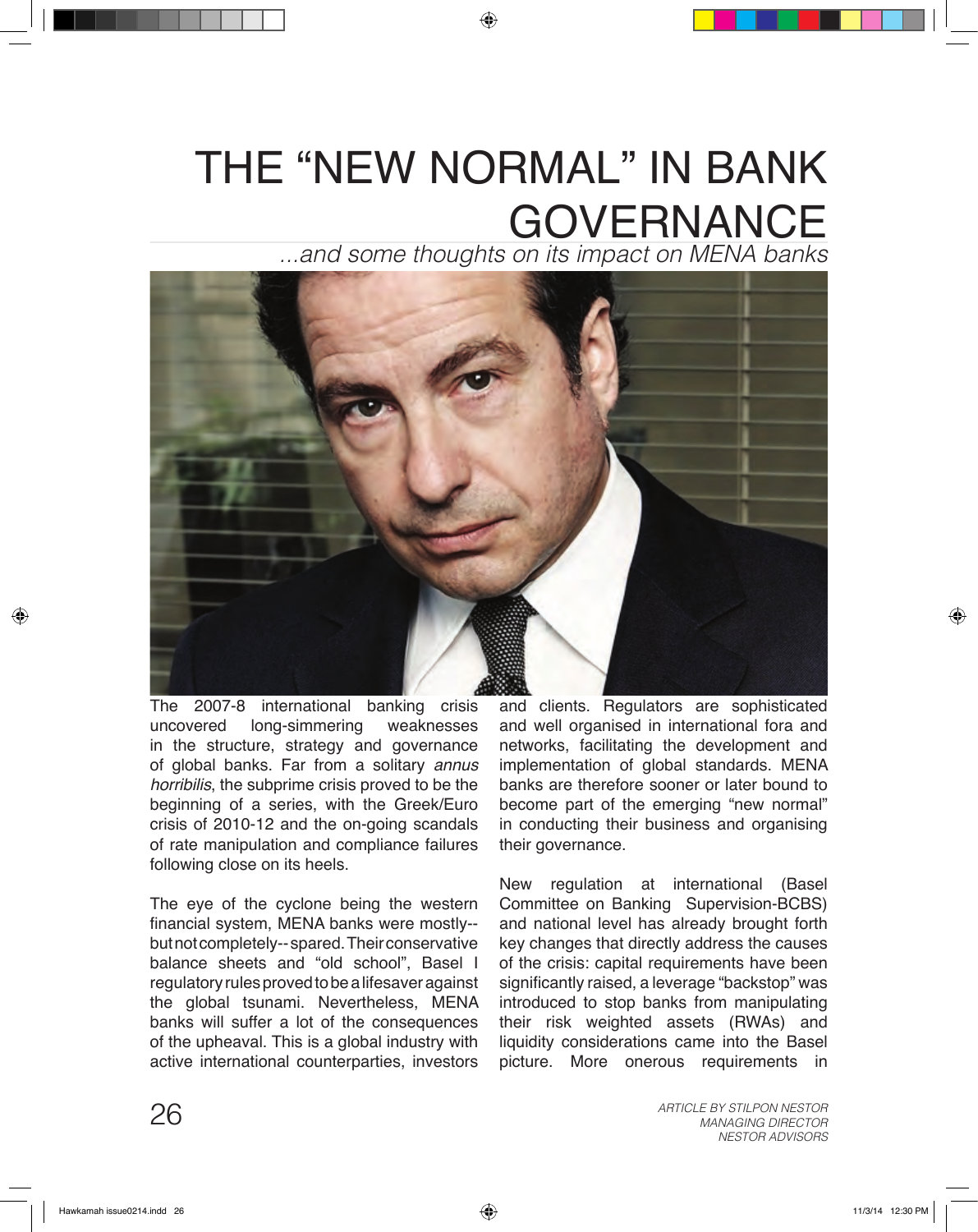# THE "NEW NORMAL" IN BANK GOVERNANCE

*...and some thoughts on its impact on MENA banks*

The 2007-8 international banking crisis uncovered long-simmering weaknesses in the structure, strategy and governance of global banks. Far from a solitary *annus horribilis*, the subprime crisis proved to be the beginning of a series, with the Greek/Euro crisis of 2010-12 and the on-going scandals of rate manipulation and compliance failures following close on its heels.

The eye of the cyclone being the western financial system, MENA banks were mostly--but not completely--spared. Their conservative balance sheets and "old school", Basel I regulatory rules proved to be a lifesaver against the global tsunami. Nevertheless, MENA banks will suffer a lot of the consequences of the upheaval. This is a global industry with active international counterparties, investors and clients. Regulators are sophisticated and well organised in international fora and networks, facilitating the development and implementation of global standards. MENA banks are therefore sooner or later bound to become part of the emerging "new normal" in conducting their business and organising their governance.

New regulation at international (Basel Committee on Banking Supervision-BCBS) and national level has already brought forth key changes that directly address the causes of the crisis: capital requirements have been significantly raised, a leverage "backstop" was introduced to stop banks from manipulating their risk weighted assets (RWAs) and liquidity considerations came into the Basel picture. More onerous requirements in

*ARTICLE BY STILPON NESTOR*
*MANAGING DIRECTOR*
*NESTOR ADVISORS*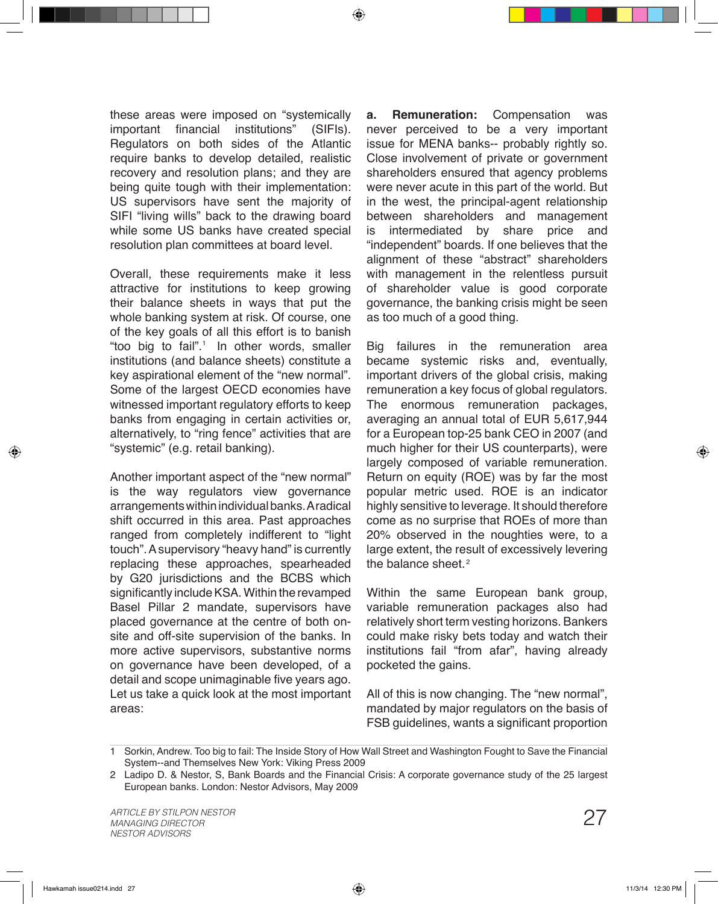these areas were imposed on "systemically important financial institutions" (SIFIs). Regulators on both sides of the Atlantic require banks to develop detailed, realistic recovery and resolution plans; and they are being quite tough with their implementation: US supervisors have sent the majority of SIFI "living wills" back to the drawing board while some US banks have created special resolution plan committees at board level.

Overall, these requirements make it less attractive for institutions to keep growing their balance sheets in ways that put the whole banking system at risk. Of course, one of the key goals of all this effort is to banish "too big to fail".[1] In other words, smaller institutions (and balance sheets) constitute a key aspirational element of the "new normal". Some of the largest OECD economies have witnessed important regulatory efforts to keep banks from engaging in certain activities or, alternatively, to "ring fence" activities that are "systemic" (e.g. retail banking).

Another important aspect of the "new normal" is the way regulators view governance arrangements within individual banks. A radical shift occurred in this area. Past approaches ranged from completely indifferent to "light touch". A supervisory "heavy hand" is currently replacing these approaches, spearheaded by G20 jurisdictions and the BCBS which significantly include KSA. Within the revamped Basel Pillar 2 mandate, supervisors have placed governance at the centre of both on-site and off-site supervision of the banks. In more active supervisors, substantive norms on governance have been developed, of a detail and scope unimaginable five years ago. Let us take a quick look at the most important areas:

**a. Remuneration:** Compensation was never perceived to be a very important issue for MENA banks-- probably rightly so. Close involvement of private or government shareholders ensured that agency problems were never acute in this part of the world. But in the west, the principal-agent relationship between shareholders and management is intermediated by share price and "independent" boards. If one believes that the alignment of these "abstract" shareholders with management in the relentless pursuit of shareholder value is good corporate governance, the banking crisis might be seen as too much of a good thing.

Big failures in the remuneration area became systemic risks and, eventually, important drivers of the global crisis, making remuneration a key focus of global regulators. The enormous remuneration packages, averaging an annual total of EUR 5,617,944 for a European top-25 bank CEO in 2007 (and much higher for their US counterparts), were largely composed of variable remuneration. Return on equity (ROE) was by far the most popular metric used. ROE is an indicator highly sensitive to leverage. It should therefore come as no surprise that ROEs of more than 20% observed in the noughties were, to a large extent, the result of excessively levering the balance sheet.[2]

Within the same European bank group, variable remuneration packages also had relatively short term vesting horizons. Bankers could make risky bets today and watch their institutions fail "from afar", having already pocketed the gains.

All of this is now changing. The "new normal", mandated by major regulators on the basis of FSB guidelines, wants a significant proportion

---

1 Sorkin, Andrew. Too big to fail: The Inside Story of How Wall Street and Washington Fought to Save the Financial System--and Themselves New York: Viking Press 2009

2 Ladipo D. & Nestor, S, Bank Boards and the Financial Crisis: A corporate governance study of the 25 largest European banks. London: Nestor Advisors, May 2009

*ARTICLE BY STILPON NESTOR*
*MANAGING DIRECTOR*
*NESTOR ADVISORS*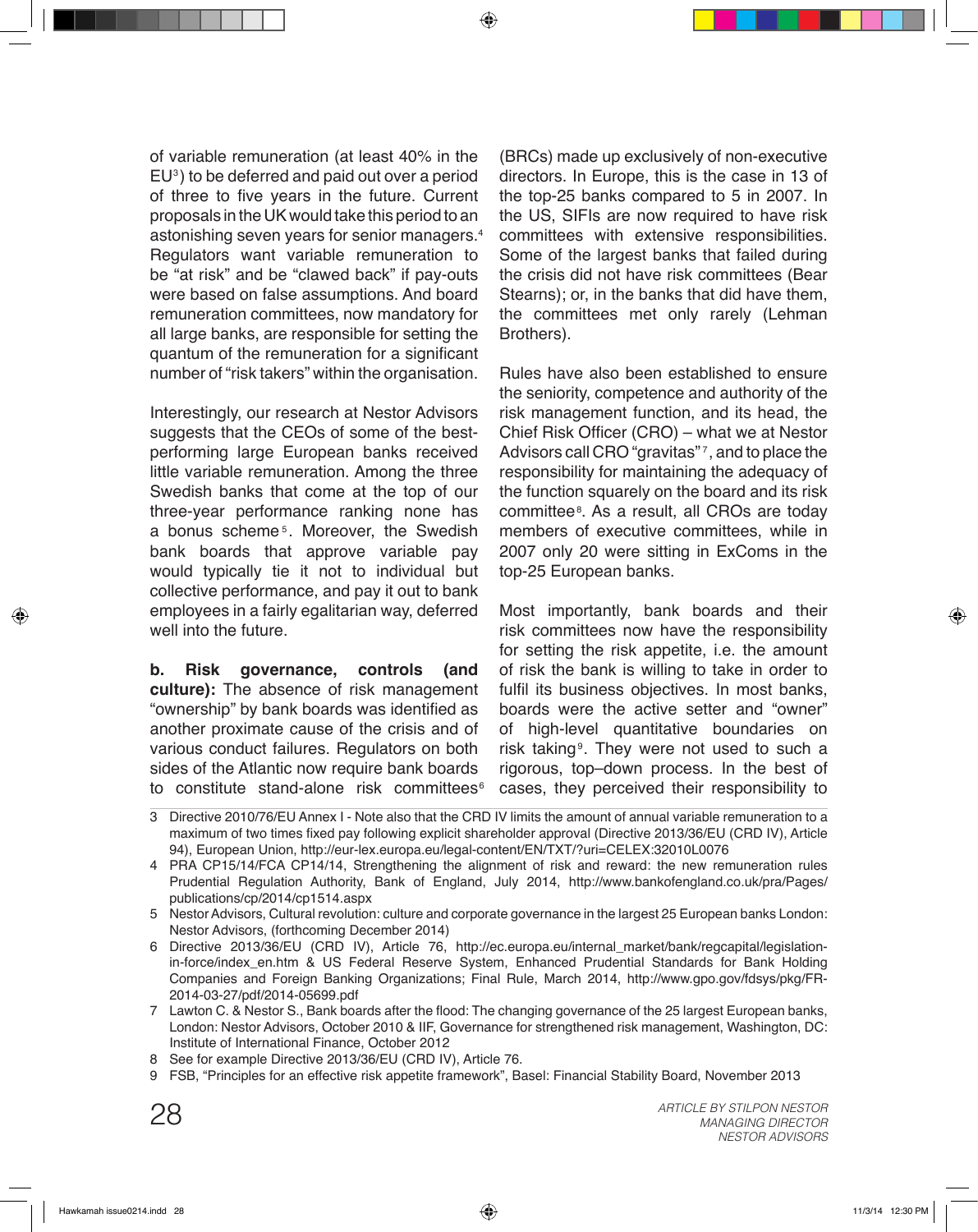of variable remuneration (at least 40% in the EU[3]) to be deferred and paid out over a period of three to five years in the future. Current proposals in the UK would take this period to an astonishing seven years for senior managers.[4] Regulators want variable remuneration to be "at risk" and be "clawed back" if pay-outs were based on false assumptions. And board remuneration committees, now mandatory for all large banks, are responsible for setting the quantum of the remuneration for a significant number of "risk takers" within the organisation.

Interestingly, our research at Nestor Advisors suggests that the CEOs of some of the best-performing large European banks received little variable remuneration. Among the three Swedish banks that come at the top of our three-year performance ranking none has a bonus scheme[5]. Moreover, the Swedish bank boards that approve variable pay would typically tie it not to individual but collective performance, and pay it out to bank employees in a fairly egalitarian way, deferred well into the future.

**b. Risk governance, controls (and culture):** The absence of risk management "ownership" by bank boards was identified as another proximate cause of the crisis and of various conduct failures. Regulators on both sides of the Atlantic now require bank boards to constitute stand-alone risk committees[6] (BRCs) made up exclusively of non-executive directors. In Europe, this is the case in 13 of the top-25 banks compared to 5 in 2007. In the US, SIFIs are now required to have risk committees with extensive responsibilities. Some of the largest banks that failed during the crisis did not have risk committees (Bear Stearns); or, in the banks that did have them, the committees met only rarely (Lehman Brothers).

Rules have also been established to ensure the seniority, competence and authority of the risk management function, and its head, the Chief Risk Officer (CRO) – what we at Nestor Advisors call CRO "gravitas"[7], and to place the responsibility for maintaining the adequacy of the function squarely on the board and its risk committee[8]. As a result, all CROs are today members of executive committees, while in 2007 only 20 were sitting in ExComs in the top-25 European banks.

Most importantly, bank boards and their risk committees now have the responsibility for setting the risk appetite, i.e. the amount of risk the bank is willing to take in order to fulfil its business objectives. In most banks, boards were the active setter and "owner" of high-level quantitative boundaries on risk taking[9]. They were not used to such a rigorous, top–down process. In the best of cases, they perceived their responsibility to

---

3 Directive 2010/76/EU Annex I - Note also that the CRD IV limits the amount of annual variable remuneration to a maximum of two times fixed pay following explicit shareholder approval (Directive 2013/36/EU (CRD IV), Article 94), European Union, http://eur-lex.europa.eu/legal-content/EN/TXT/?uri=CELEX:32010L0076

4 PRA CP15/14/FCA CP14/14, Strengthening the alignment of risk and reward: the new remuneration rules Prudential Regulation Authority, Bank of England, July 2014, http://www.bankofengland.co.uk/pra/Pages/publications/cp/2014/cp1514.aspx

5 Nestor Advisors, Cultural revolution: culture and corporate governance in the largest 25 European banks London: Nestor Advisors, (forthcoming December 2014)

6 Directive 2013/36/EU (CRD IV), Article 76, http://ec.europa.eu/internal_market/bank/regcapital/legislation-in-force/index_en.htm & US Federal Reserve System, Enhanced Prudential Standards for Bank Holding Companies and Foreign Banking Organizations; Final Rule, March 2014, http://www.gpo.gov/fdsys/pkg/FR-2014-03-27/pdf/2014-05699.pdf

7 Lawton C. & Nestor S., Bank boards after the flood: The changing governance of the 25 largest European banks, London: Nestor Advisors, October 2010 & IIF, Governance for strengthened risk management, Washington, DC: Institute of International Finance, October 2012

8 See for example Directive 2013/36/EU (CRD IV), Article 76.

9 FSB, "Principles for an effective risk appetite framework", Basel: Financial Stability Board, November 2013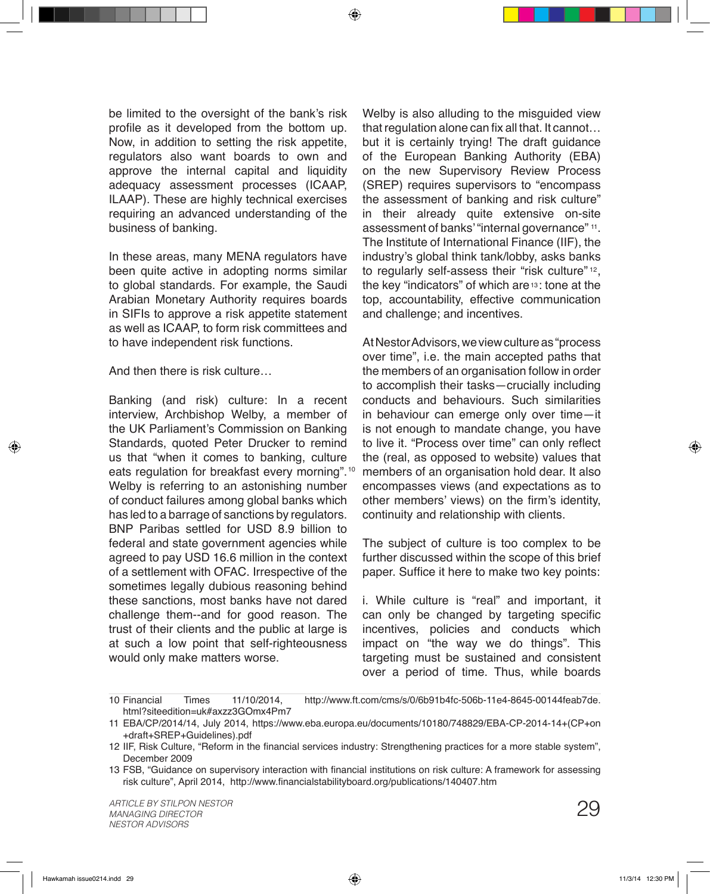be limited to the oversight of the bank's risk profile as it developed from the bottom up. Now, in addition to setting the risk appetite, regulators also want boards to own and approve the internal capital and liquidity adequacy assessment processes (ICAAP, ILAAP). These are highly technical exercises requiring an advanced understanding of the business of banking.

In these areas, many MENA regulators have been quite active in adopting norms similar to global standards. For example, the Saudi Arabian Monetary Authority requires boards in SIFIs to approve a risk appetite statement as well as ICAAP, to form risk committees and to have independent risk functions.

And then there is risk culture…

Banking (and risk) culture: In a recent interview, Archbishop Welby, a member of the UK Parliament's Commission on Banking Standards, quoted Peter Drucker to remind us that "when it comes to banking, culture eats regulation for breakfast every morning".[10] Welby is referring to an astonishing number of conduct failures among global banks which has led to a barrage of sanctions by regulators. BNP Paribas settled for USD 8.9 billion to federal and state government agencies while agreed to pay USD 16.6 million in the context of a settlement with OFAC. Irrespective of the sometimes legally dubious reasoning behind these sanctions, most banks have not dared challenge them--and for good reason. The trust of their clients and the public at large is at such a low point that self-righteousness would only make matters worse.

Welby is also alluding to the misguided view that regulation alone can fix all that. It cannot… but it is certainly trying! The draft guidance of the European Banking Authority (EBA) on the new Supervisory Review Process (SREP) requires supervisors to "encompass the assessment of banking and risk culture" in their already quite extensive on-site assessment of banks' "internal governance"[11]. The Institute of International Finance (IIF), the industry's global think tank/lobby, asks banks to regularly self-assess their "risk culture"[12], the key "indicators" of which are[13]: tone at the top, accountability, effective communication and challenge; and incentives.

At Nestor Advisors, we view culture as "process over time", i.e. the main accepted paths that the members of an organisation follow in order to accomplish their tasks—crucially including conducts and behaviours. Such similarities in behaviour can emerge only over time—it is not enough to mandate change, you have to live it. "Process over time" can only reflect the (real, as opposed to website) values that members of an organisation hold dear. It also encompasses views (and expectations as to other members' views) on the firm's identity, continuity and relationship with clients.

The subject of culture is too complex to be further discussed within the scope of this brief paper. Suffice it here to make two key points:

i. While culture is "real" and important, it can only be changed by targeting specific incentives, policies and conducts which impact on "the way we do things". This targeting must be sustained and consistent over a period of time. Thus, while boards

10 Financial Times 11/10/2014, http://www.ft.com/cms/s/0/6b91b4fc-506b-11e4-8645-00144feab7de.html?siteedition=uk#axzz3GOmx4Pm7

11 EBA/CP/2014/14, July 2014, https://www.eba.europa.eu/documents/10180/748829/EBA-CP-2014-14+(CP+on+draft+SREP+Guidelines).pdf

12 IIF, Risk Culture, "Reform in the financial services industry: Strengthening practices for a more stable system", December 2009

13 FSB, "Guidance on supervisory interaction with financial institutions on risk culture: A framework for assessing risk culture", April 2014, http://www.financialstabilityboard.org/publications/140407.htm

*ARTICLE BY STILPON NESTOR*
*MANAGING DIRECTOR*
*NESTOR ADVISORS*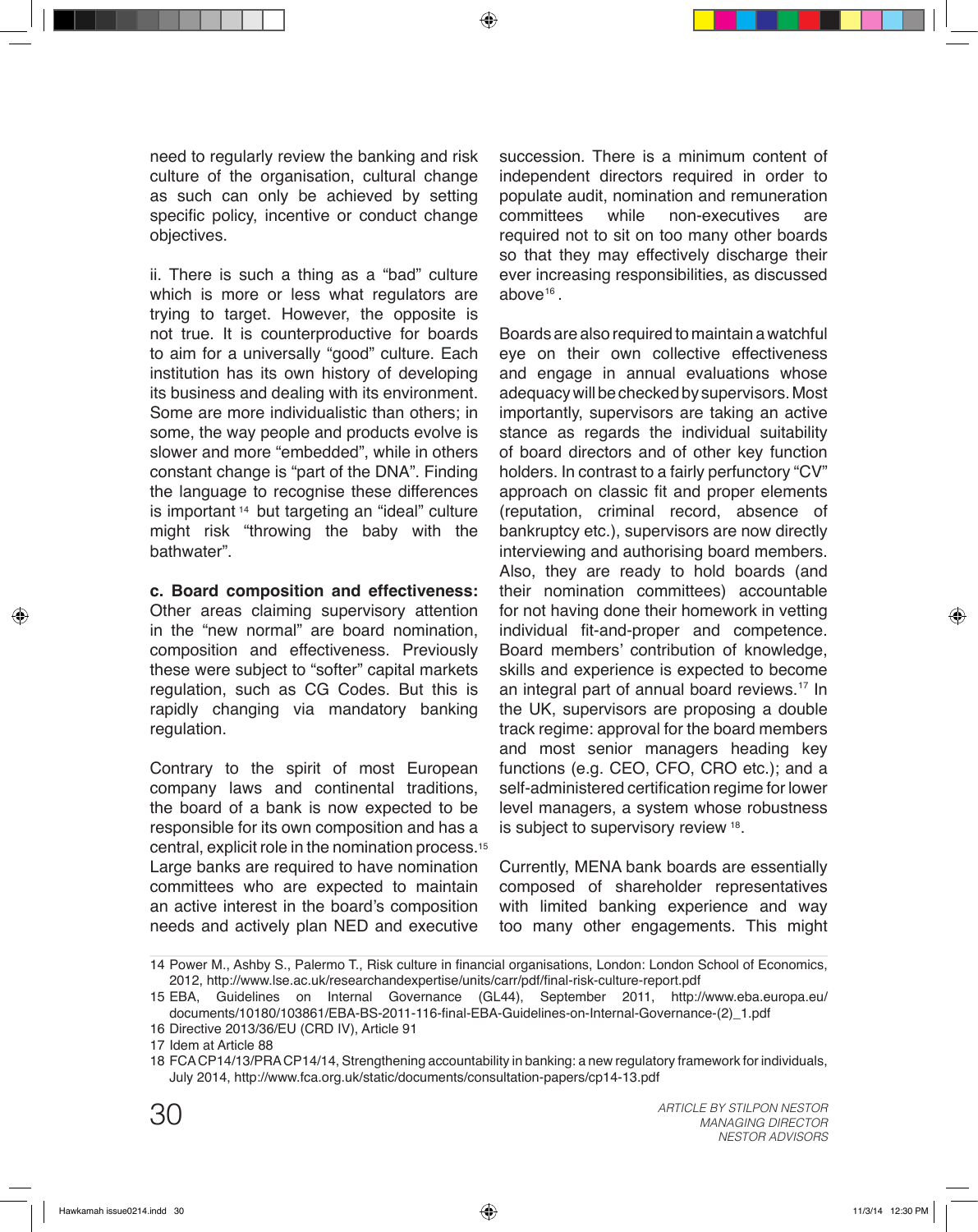need to regularly review the banking and risk culture of the organisation, cultural change as such can only be achieved by setting specific policy, incentive or conduct change objectives.

ii. There is such a thing as a "bad" culture which is more or less what regulators are trying to target. However, the opposite is not true. It is counterproductive for boards to aim for a universally "good" culture. Each institution has its own history of developing its business and dealing with its environment. Some are more individualistic than others; in some, the way people and products evolve is slower and more "embedded", while in others constant change is "part of the DNA". Finding the language to recognise these differences is important [14] but targeting an "ideal" culture might risk "throwing the baby with the bathwater".

**c. Board composition and effectiveness:** Other areas claiming supervisory attention in the "new normal" are board nomination, composition and effectiveness. Previously these were subject to "softer" capital markets regulation, such as CG Codes. But this is rapidly changing via mandatory banking regulation.

Contrary to the spirit of most European company laws and continental traditions, the board of a bank is now expected to be responsible for its own composition and has a central, explicit role in the nomination process.[15] Large banks are required to have nomination committees who are expected to maintain an active interest in the board's composition needs and actively plan NED and executive succession. There is a minimum content of independent directors required in order to populate audit, nomination and remuneration committees while non-executives are required not to sit on too many other boards so that they may effectively discharge their ever increasing responsibilities, as discussed above[16].

Boards are also required to maintain a watchful eye on their own collective effectiveness and engage in annual evaluations whose adequacy will be checked by supervisors. Most importantly, supervisors are taking an active stance as regards the individual suitability of board directors and of other key function holders. In contrast to a fairly perfunctory "CV" approach on classic fit and proper elements (reputation, criminal record, absence of bankruptcy etc.), supervisors are now directly interviewing and authorising board members. Also, they are ready to hold boards (and their nomination committees) accountable for not having done their homework in vetting individual fit-and-proper and competence. Board members' contribution of knowledge, skills and experience is expected to become an integral part of annual board reviews.[17] In the UK, supervisors are proposing a double track regime: approval for the board members and most senior managers heading key functions (e.g. CEO, CFO, CRO etc.); and a self-administered certification regime for lower level managers, a system whose robustness is subject to supervisory review [18].

Currently, MENA bank boards are essentially composed of shareholder representatives with limited banking experience and way too many other engagements. This might

14 Power M., Ashby S., Palermo T., Risk culture in financial organisations, London: London School of Economics, 2012, http://www.lse.ac.uk/researchandexpertise/units/carr/pdf/final-risk-culture-report.pdf

15 EBA, Guidelines on Internal Governance (GL44), September 2011, http://www.eba.europa.eu/documents/10180/103861/EBA-BS-2011-116-final-EBA-Guidelines-on-Internal-Governance-(2)_1.pdf

16 Directive 2013/36/EU (CRD IV), Article 91

17 Idem at Article 88

18 FCA CP14/13/PRA CP14/14, Strengthening accountability in banking: a new regulatory framework for individuals, July 2014, http://www.fca.org.uk/static/documents/consultation-papers/cp14-13.pdf

*ARTICLE BY STILPON NESTOR*
*MANAGING DIRECTOR*
*NESTOR ADVISORS*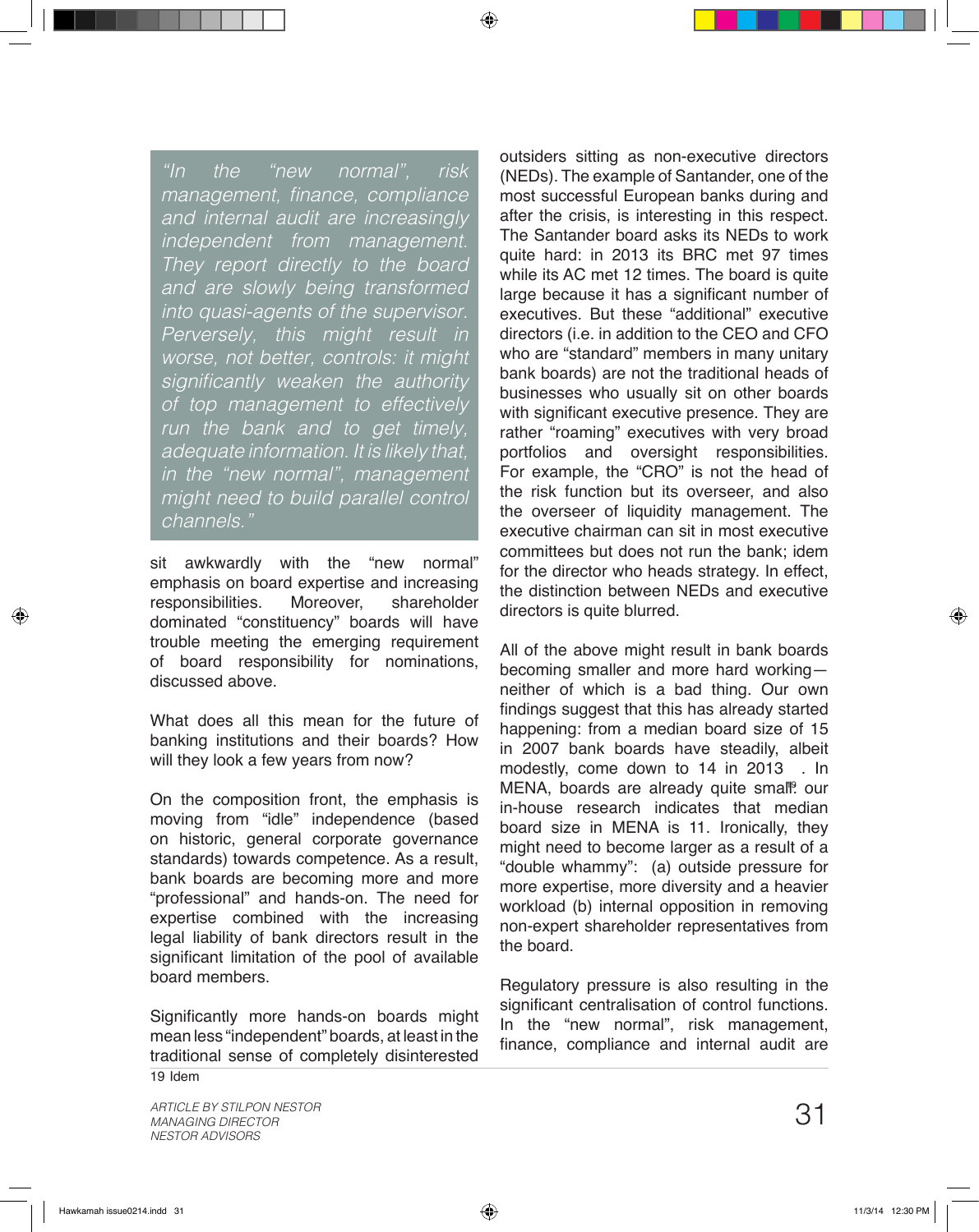> *"In the "new normal", risk management, finance, compliance and internal audit are increasingly independent from management. They report directly to the board and are slowly being transformed into quasi-agents of the supervisor. Perversely, this might result in worse, not better, controls: it might significantly weaken the authority of top management to effectively run the bank and to get timely, adequate information. It is likely that, in the "new normal", management might need to build parallel control channels."*

sit awkwardly with the "new normal" emphasis on board expertise and increasing responsibilities. Moreover, shareholder dominated "constituency" boards will have trouble meeting the emerging requirement of board responsibility for nominations, discussed above.

What does all this mean for the future of banking institutions and their boards? How will they look a few years from now?

On the composition front, the emphasis is moving from "idle" independence (based on historic, general corporate governance standards) towards competence. As a result, bank boards are becoming more and more "professional" and hands-on. The need for expertise combined with the increasing legal liability of bank directors result in the significant limitation of the pool of available board members.

Significantly more hands-on boards might mean less "independent" boards, at least in the traditional sense of completely disinterested outsiders sitting as non-executive directors (NEDs). The example of Santander, one of the most successful European banks during and after the crisis, is interesting in this respect. The Santander board asks its NEDs to work quite hard: in 2013 its BRC met 97 times while its AC met 12 times. The board is quite large because it has a significant number of executives. But these "additional" executive directors (i.e. in addition to the CEO and CFO who are "standard" members in many unitary bank boards) are not the traditional heads of businesses who usually sit on other boards with significant executive presence. They are rather "roaming" executives with very broad portfolios and oversight responsibilities. For example, the "CRO" is not the head of the risk function but its overseer, and also the overseer of liquidity management. The executive chairman can sit in most executive committees but does not run the bank; idem for the director who heads strategy. In effect, the distinction between NEDs and executive directors is quite blurred.

All of the above might result in bank boards becoming smaller and more hard working—neither of which is a bad thing. Our own findings suggest that this has already started happening: from a median board size of 15 in 2007 bank boards have steadily, albeit modestly, come down to 14 in 2013[19]. In MENA, boards are already quite small: our in-house research indicates that median board size in MENA is 11. Ironically, they might need to become larger as a result of a "double whammy": (a) outside pressure for more expertise, more diversity and a heavier workload (b) internal opposition in removing non-expert shareholder representatives from the board.

Regulatory pressure is also resulting in the significant centralisation of control functions. In the "new normal", risk management, finance, compliance and internal audit are

19 Idem

*ARTICLE BY STILPON NESTOR*
*MANAGING DIRECTOR*
*NESTOR ADVISORS*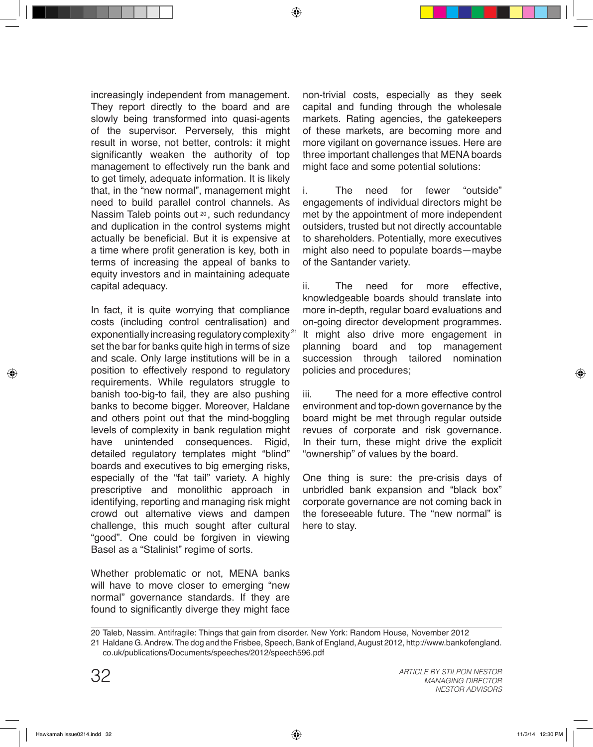increasingly independent from management. They report directly to the board and are slowly being transformed into quasi-agents of the supervisor. Perversely, this might result in worse, not better, controls: it might significantly weaken the authority of top management to effectively run the bank and to get timely, adequate information. It is likely that, in the "new normal", management might need to build parallel control channels. As Nassim Taleb points out [20], such redundancy and duplication in the control systems might actually be beneficial. But it is expensive at a time where profit generation is key, both in terms of increasing the appeal of banks to equity investors and in maintaining adequate capital adequacy.

In fact, it is quite worrying that compliance costs (including control centralisation) and exponentially increasing regulatory complexity [21] set the bar for banks quite high in terms of size and scale. Only large institutions will be in a position to effectively respond to regulatory requirements. While regulators struggle to banish too-big-to fail, they are also pushing banks to become bigger. Moreover, Haldane and others point out that the mind-boggling levels of complexity in bank regulation might have unintended consequences. Rigid, detailed regulatory templates might "blind" boards and executives to big emerging risks, especially of the "fat tail" variety. A highly prescriptive and monolithic approach in identifying, reporting and managing risk might crowd out alternative views and dampen challenge, this much sought after cultural "good". One could be forgiven in viewing Basel as a "Stalinist" regime of sorts.

Whether problematic or not, MENA banks will have to move closer to emerging "new normal" governance standards. If they are found to significantly diverge they might face non-trivial costs, especially as they seek capital and funding through the wholesale markets. Rating agencies, the gatekeepers of these markets, are becoming more and more vigilant on governance issues. Here are three important challenges that MENA boards might face and some potential solutions:

i. The need for fewer "outside" engagements of individual directors might be met by the appointment of more independent outsiders, trusted but not directly accountable to shareholders. Potentially, more executives might also need to populate boards—maybe of the Santander variety.

ii. The need for more effective, knowledgeable boards should translate into more in-depth, regular board evaluations and on-going director development programmes. It might also drive more engagement in planning board and top management succession through tailored nomination policies and procedures;

iii. The need for a more effective control environment and top-down governance by the board might be met through regular outside revues of corporate and risk governance. In their turn, these might drive the explicit "ownership" of values by the board.

One thing is sure: the pre-crisis days of unbridled bank expansion and "black box" corporate governance are not coming back in the foreseeable future. The "new normal" is here to stay.

20 Taleb, Nassim. Antifragile: Things that gain from disorder. New York: Random House, November 2012

21 Haldane G. Andrew. The dog and the Frisbee, Speech, Bank of England, August 2012, http://www.bankofengland.co.uk/publications/Documents/speeches/2012/speech596.pdf

*ARTICLE BY STILPON NESTOR*
*MANAGING DIRECTOR*
*NESTOR ADVISORS*